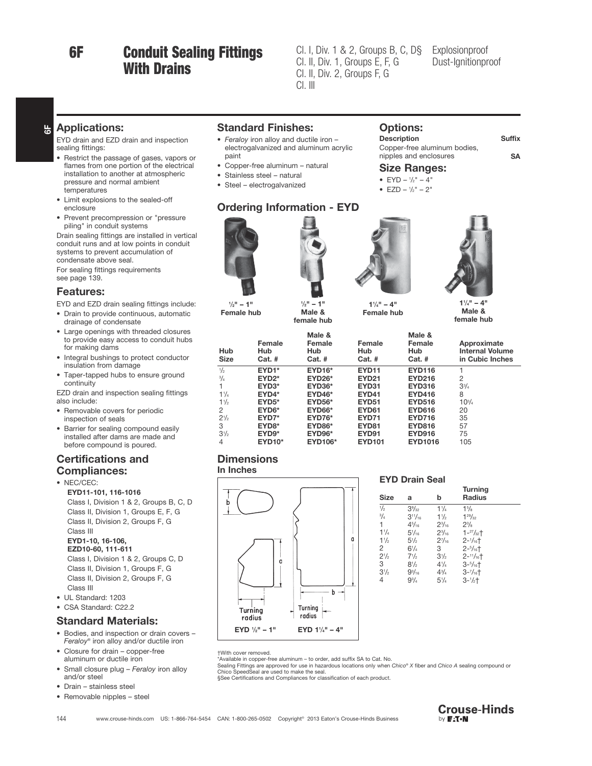# 6F Conduit Sealing Fittings With Drains

Cl. I, Div. 1 & 2, Groups B, C, D§
Cl. II, Div. 1, Groups E, F, G
Cl. II, Div. 2, Groups F, G
Cl. III

Explosionproof
Dust-Ignitionproof

## Applications:

EYD drain and EZD drain and inspection sealing fittings:

- Restrict the passage of gases, vapors or flames from one portion of the electrical installation to another at atmospheric pressure and normal ambient temperatures
- Limit explosions to the sealed-off enclosure
- Prevent precompression or "pressure piling" in conduit systems

Drain sealing fittings are installed in vertical conduit runs and at low points in conduit systems to prevent accumulation of condensate above seal.

For sealing fittings requirements see page 139.

## Features:

EYD and EZD drain sealing fittings include:

- Drain to provide continuous, automatic drainage of condensate
- Large openings with threaded closures to provide easy access to conduit hubs for making dams
- Integral bushings to protect conductor insulation from damage
- Taper-tapped hubs to ensure ground continuity

EZD drain and inspection sealing fittings also include:

- Removable covers for periodic inspection of seals
- Barrier for sealing compound easily installed after dams are made and before compound is poured.

## Certifications and Compliances:

- NEC/CEC:
  **EYD11-101, 116-1016**
  Class I, Division 1 & 2, Groups B, C, D
  Class II, Division 1, Groups E, F, G
  Class II, Division 2, Groups F, G
  Class III
  **EYD1-10, 16-106, EZD10-60, 111-611**
  Class I, Division 1 & 2, Groups C, D
  Class II, Division 1, Groups F, G
  Class II, Division 2, Groups F, G
  Class III
- UL Standard: 1203
- CSA Standard: C22.2

## Standard Materials:

- Bodies, and inspection or drain covers – *Feraloy*® iron alloy and/or ductile iron
- Closure for drain – copper-free aluminum or ductile iron
- Small closure plug – *Feraloy* iron alloy and/or steel
- Drain – stainless steel
- Removable nipples – steel

## Standard Finishes:

- *Feraloy* iron alloy and ductile iron – electrogalvanized and aluminum acrylic paint
- Copper-free aluminum – natural
- Stainless steel – natural
- Steel – electrogalvanized

## Options:

| Description | Suffix |
|---|---|
| Copper-free aluminum bodies, nipples and enclosures | SA |

## Size Ranges:

- EYD – ½" – 4"
- EZD – ½" – 2"

## Ordering Information - EYD

½" – 1" Female hub

½" – 1" Male & female hub

1¼" – 4" Female hub

1¼" – 4" Male & female hub

| Hub Size | Female Hub Cat. # | Male & Female Hub Cat. # | Female Hub Cat. # | Male & Female Hub Cat. # | Approximate Internal Volume in Cubic Inches |
|---|---|---|---|---|---|
| ½ | **EYD1*** | **EYD16*** | **EYD11** | **EYD116** | 1 |
| ¾ | **EYD2*** | **EYD26*** | **EYD21** | **EYD216** | 2 |
| 1 | **EYD3*** | **EYD36*** | **EYD31** | **EYD316** | 3¾ |
| 1¼ | **EYD4*** | **EYD46*** | **EYD41** | **EYD416** | 8 |
| 1½ | **EYD5*** | **EYD56*** | **EYD51** | **EYD516** | 10¾ |
| 2 | **EYD6*** | **EYD66*** | **EYD61** | **EYD616** | 20 |
| 2½ | **EYD7*** | **EYD76*** | **EYD71** | **EYD716** | 35 |
| 3 | **EYD8*** | **EYD86*** | **EYD81** | **EYD816** | 57 |
| 3½ | **EYD9*** | **EYD96*** | **EYD91** | **EYD916** | 75 |
| 4 | **EYD10*** | **EYD106*** | **EYD101** | **EYD1016** | 105 |

## Dimensions

### In Inches

EYD ½" – 1"    EYD 1¼" – 4"

### EYD Drain Seal

| Size | a | b | Turning Radius |
|---|---|---|---|
| ½ | 3³⁄₃₂ | 1¼ | 1⅝ |
| ¾ | 3¹¹⁄₁₆ | 1½ | 1²⁹⁄₃₂ |
| 1 | 4⁵⁄₁₆ | 2³⁄₁₆ | 2⅜ |
| 1¼ | 5¹⁄₁₆ | 2³⁄₁₆ | 1-²⁷⁄₃₂† |
| 1½ | 5½ | 2⁷⁄₁₆ | 2-¹⁄₁₆† |
| 2 | 6¼ | 3 | 2-⁵⁄₁₆† |
| 2½ | 7½ | 3½ | 2-¹¹⁄₁₆† |
| 3 | 8½ | 4¼ | 3-⁵⁄₁₆† |
| 3½ | 9³⁄₁₆ | 4¾ | 3-⁷⁄₁₆† |
| 4 | 9¾ | 5¼ | 3-½† |

†With cover removed.
*Available in copper-free aluminum – to order, add suffix SA to Cat. No.
Sealing Fittings are approved for use in hazardous locations only when *Chico*® *X* fiber and *Chico A* sealing compound or Chico SpeedSeal are used to make the seal.
§See Certifications and Compliances for classification of each product.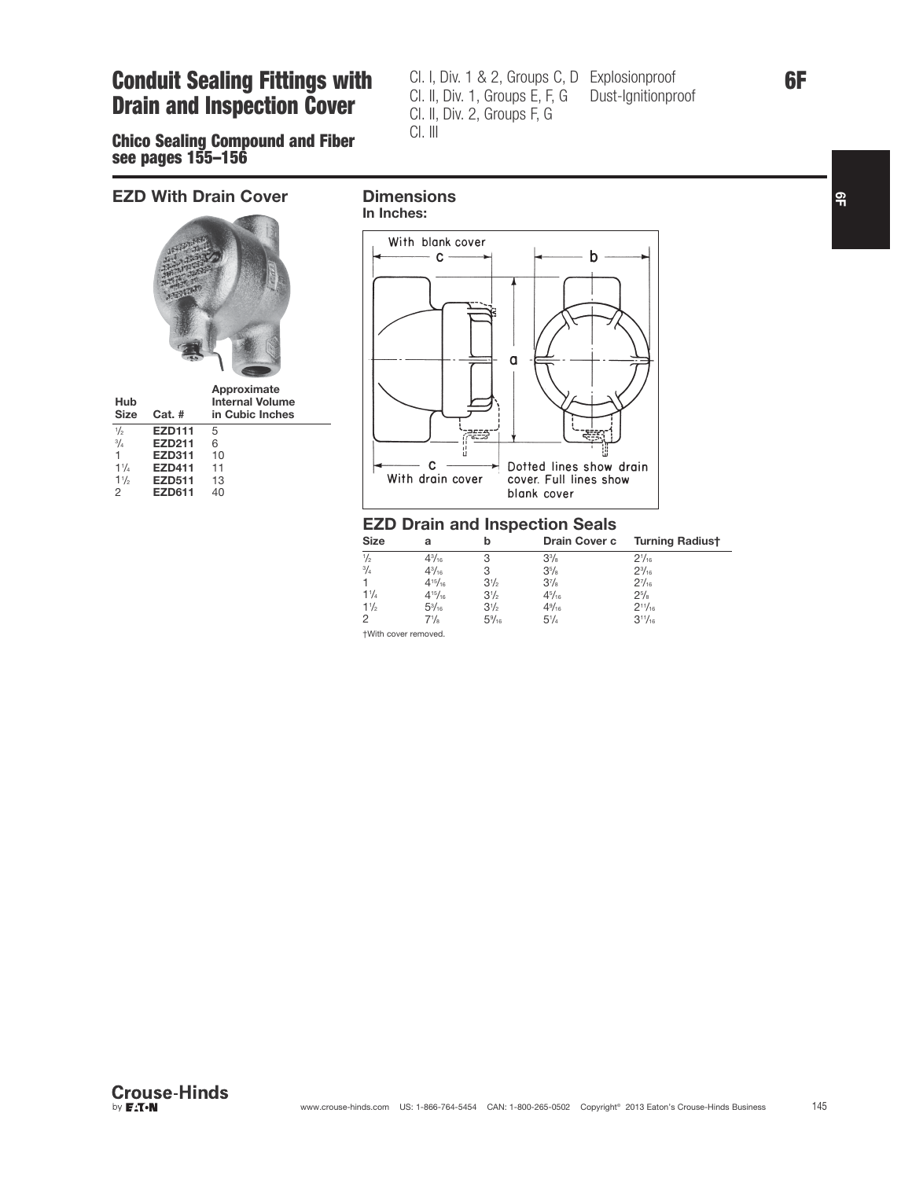# Conduit Sealing Fittings with Drain and Inspection Cover

Cl. I, Div. 1 & 2, Groups C, D Explosionproof
Cl. II, Div. 1, Groups E, F, G Dust-Ignitionproof
Cl. II, Div. 2, Groups F, G
Cl. III

**Chico Sealing Compound and Fiber see pages 155–156**

## EZD With Drain Cover

| Hub Size | Cat. # | Approximate Internal Volume in Cubic Inches |
|---|---|---|
| 1/2 | **EZD111** | 5 |
| 3/4 | **EZD211** | 6 |
| 1 | **EZD311** | 10 |
| 1 1/4 | **EZD411** | 11 |
| 1 1/2 | **EZD511** | 13 |
| 2 | **EZD611** | 40 |

## Dimensions

**In Inches:**

With blank cover
c
b
a
c
With drain cover
Dotted lines show drain cover. Full lines show blank cover

## EZD Drain and Inspection Seals

| Size | a | b | Drain Cover c | Turning Radius† |
|---|---|---|---|---|
| 1/2 | 4 3/16 | 3 | 3 3/8 | 2 1/16 |
| 3/4 | 4 3/16 | 3 | 3 5/8 | 2 3/16 |
| 1 | 4 15/16 | 3 1/2 | 3 7/8 | 2 7/16 |
| 1 1/4 | 4 15/16 | 3 1/2 | 4 5/16 | 2 5/8 |
| 1 1/2 | 5 3/16 | 3 1/2 | 4 9/16 | 2 11/16 |
| 2 | 7 1/8 | 5 9/16 | 5 1/4 | 3 11/16 |

†With cover removed.